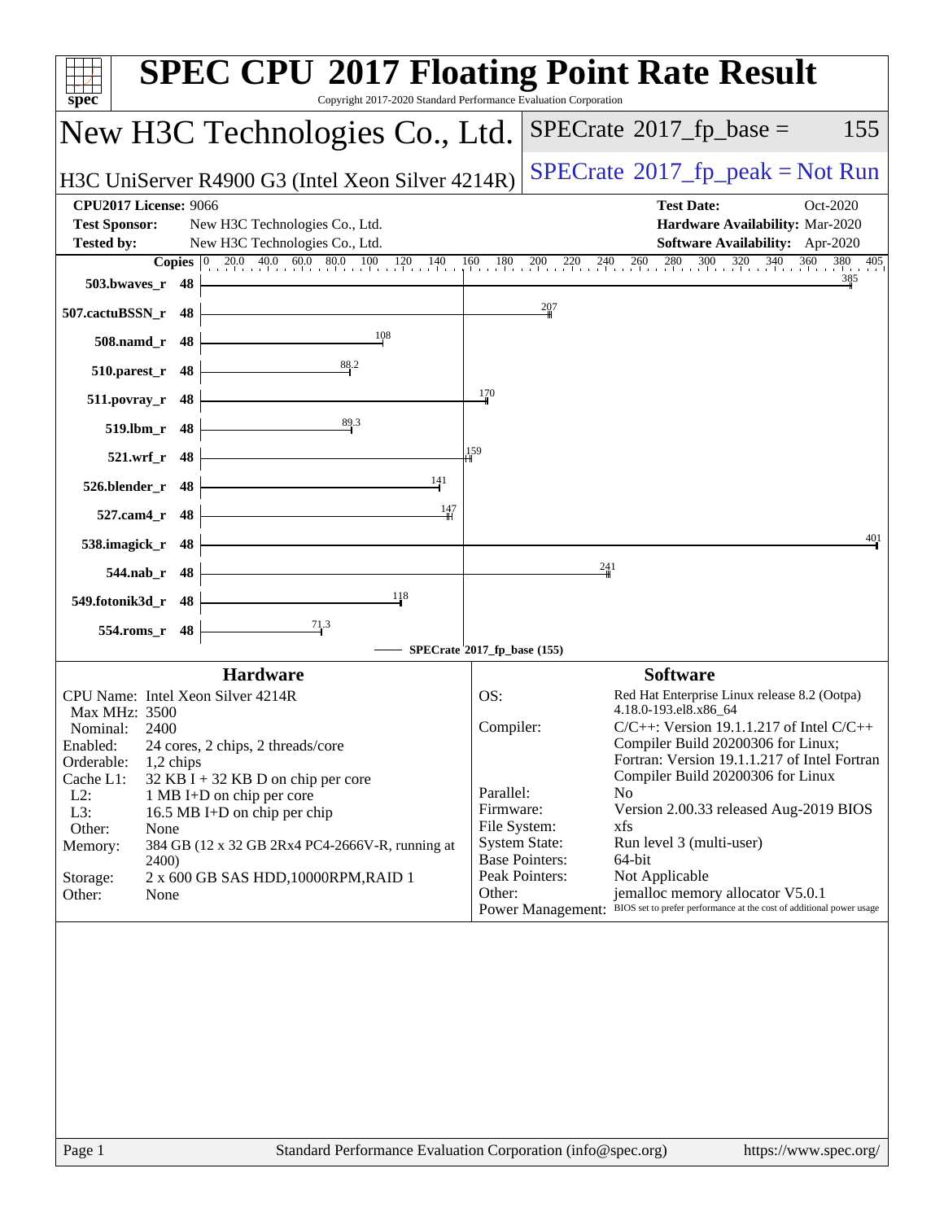# SPEC CPU 2017 Floating Point Rate Result

Copyright 2017-2020 Standard Performance Evaluation Corporation

## New H3C Technologies Co., Ltd.

H3C UniServer R4900 G3 (Intel Xeon Silver 4214R)

SPECrate 2017_fp_base = 155

SPECrate 2017_fp_peak = Not Run

**CPU2017 License:** 9066
**Test Sponsor:** New H3C Technologies Co., Ltd.
**Tested by:** New H3C Technologies Co., Ltd.
**Test Date:** Oct-2020
**Hardware Availability:** Mar-2020
**Software Availability:** Apr-2020

| Benchmark | Copies | SPECrate 2017_fp_base |
|---|---|---|
| 503.bwaves_r | 48 | 385 |
| 507.cactuBSSN_r | 48 | 207 |
| 508.namd_r | 48 | 108 |
| 510.parest_r | 48 | 88.2 |
| 511.povray_r | 48 | 170 |
| 519.lbm_r | 48 | 89.3 |
| 521.wrf_r | 48 | 159 |
| 526.blender_r | 48 | 141 |
| 527.cam4_r | 48 | 147 |
| 538.imagick_r | 48 | 401 |
| 544.nab_r | 48 | 241 |
| 549.fotonik3d_r | 48 | 118 |
| 554.roms_r | 48 | 71.3 |

SPECrate 2017_fp_base (155)

## Hardware

- CPU Name: Intel Xeon Silver 4214R
- Max MHz: 3500
- Nominal: 2400
- Enabled: 24 cores, 2 chips, 2 threads/core
- Orderable: 1,2 chips
- Cache L1: 32 KB I + 32 KB D on chip per core
- L2: 1 MB I+D on chip per core
- L3: 16.5 MB I+D on chip per chip
- Other: None
- Memory: 384 GB (12 x 32 GB 2Rx4 PC4-2666V-R, running at 2400)
- Storage: 2 x 600 GB SAS HDD,10000RPM,RAID 1
- Other: None

## Software

- OS: Red Hat Enterprise Linux release 8.2 (Ootpa) 4.18.0-193.el8.x86_64
- Compiler: C/C++: Version 19.1.1.217 of Intel C/C++ Compiler Build 20200306 for Linux; Fortran: Version 19.1.1.217 of Intel Fortran Compiler Build 20200306 for Linux
- Parallel: No
- Firmware: Version 2.00.33 released Aug-2019 BIOS
- File System: xfs
- System State: Run level 3 (multi-user)
- Base Pointers: 64-bit
- Peak Pointers: Not Applicable
- Other: jemalloc memory allocator V5.0.1
- Power Management: BIOS set to prefer performance at the cost of additional power usage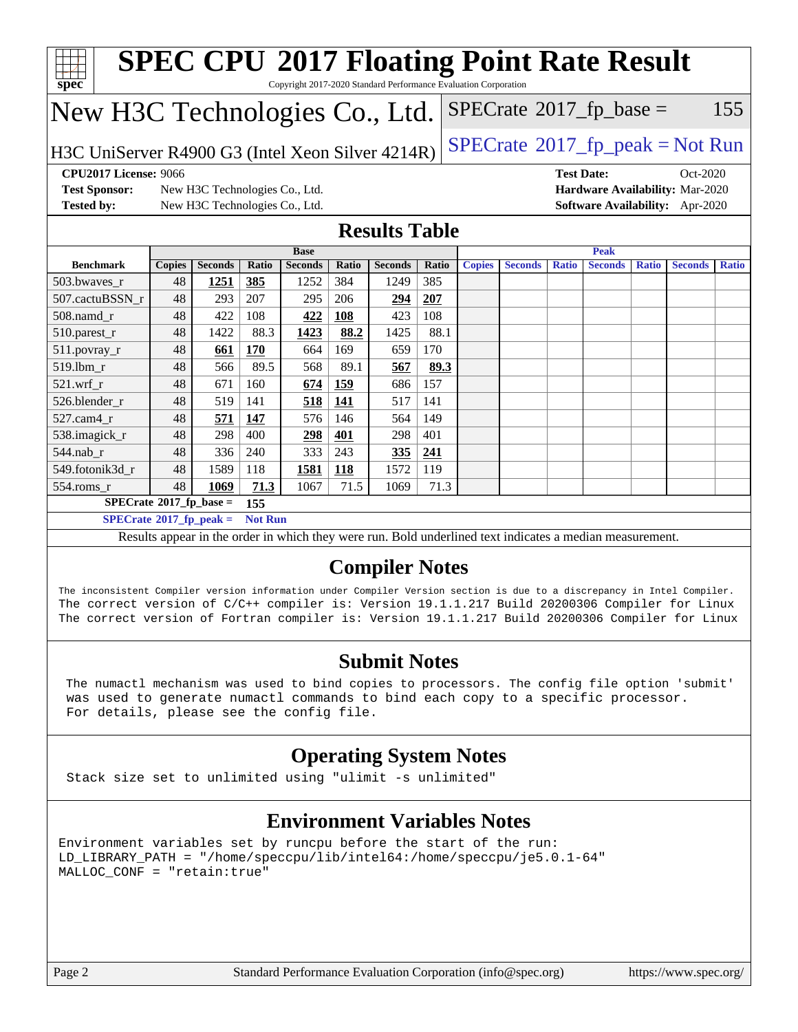# SPEC CPU 2017 Floating Point Rate Result

Copyright 2017-2020 Standard Performance Evaluation Corporation

## New H3C Technologies Co., Ltd.

H3C UniServer R4900 G3 (Intel Xeon Silver 4214R)

SPECrate 2017_fp_base = 155

SPECrate 2017_fp_peak = Not Run

**CPU2017 License:** 9066
**Test Sponsor:** New H3C Technologies Co., Ltd.
**Tested by:** New H3C Technologies Co., Ltd.

**Test Date:** Oct-2020
**Hardware Availability:** Mar-2020
**Software Availability:** Apr-2020

## Results Table

| | Base | | | | | | | Peak | | | | | | |
|---|---|---|---|---|---|---|---|---|---|---|---|---|---|---|
| **Benchmark** | **Copies** | **Seconds** | **Ratio** | **Seconds** | **Ratio** | **Seconds** | **Ratio** | **Copies** | **Seconds** | **Ratio** | **Seconds** | **Ratio** | **Seconds** | **Ratio** |
| 503.bwaves_r | 48 | **1251** | **385** | 1252 | 384 | 1249 | 385 | | | | | | | |
| 507.cactuBSSN_r | 48 | 293 | 207 | 295 | 206 | **294** | **207** | | | | | | | |
| 508.namd_r | 48 | 422 | 108 | **422** | **108** | 423 | 108 | | | | | | | |
| 510.parest_r | 48 | 1422 | 88.3 | **1423** | **88.2** | 1425 | 88.1 | | | | | | | |
| 511.povray_r | 48 | **661** | **170** | 664 | 169 | 659 | 170 | | | | | | | |
| 519.lbm_r | 48 | 566 | 89.5 | 568 | 89.1 | **567** | **89.3** | | | | | | | |
| 521.wrf_r | 48 | 671 | 160 | **674** | **159** | 686 | 157 | | | | | | | |
| 526.blender_r | 48 | 519 | 141 | **518** | **141** | 517 | 141 | | | | | | | |
| 527.cam4_r | 48 | **571** | **147** | 576 | 146 | 564 | 149 | | | | | | | |
| 538.imagick_r | 48 | 298 | 400 | **298** | **401** | 298 | 401 | | | | | | | |
| 544.nab_r | 48 | 336 | 240 | 333 | 243 | **335** | **241** | | | | | | | |
| 549.fotonik3d_r | 48 | 1589 | 118 | **1581** | **118** | 1572 | 119 | | | | | | | |
| 554.roms_r | 48 | **1069** | **71.3** | 1067 | 71.5 | 1069 | 71.3 | | | | | | | |

**SPECrate 2017_fp_base =** **155**

**SPECrate 2017_fp_peak =** **Not Run**

Results appear in the order in which they were run. Bold underlined text indicates a median measurement.

## Compiler Notes

```
The inconsistent Compiler version information under Compiler Version section is due to a discrepancy in Intel Compiler.
The correct version of C/C++ compiler is: Version 19.1.1.217 Build 20200306 Compiler for Linux
The correct version of Fortran compiler is: Version 19.1.1.217 Build 20200306 Compiler for Linux
```

## Submit Notes

```
The numactl mechanism was used to bind copies to processors. The config file option 'submit'
was used to generate numactl commands to bind each copy to a specific processor.
For details, please see the config file.
```

## Operating System Notes

```
Stack size set to unlimited using "ulimit -s unlimited"
```

## Environment Variables Notes

```
Environment variables set by runcpu before the start of the run:
LD_LIBRARY_PATH = "/home/speccpu/lib/intel64:/home/speccpu/je5.0.1-64"
MALLOC_CONF = "retain:true"
```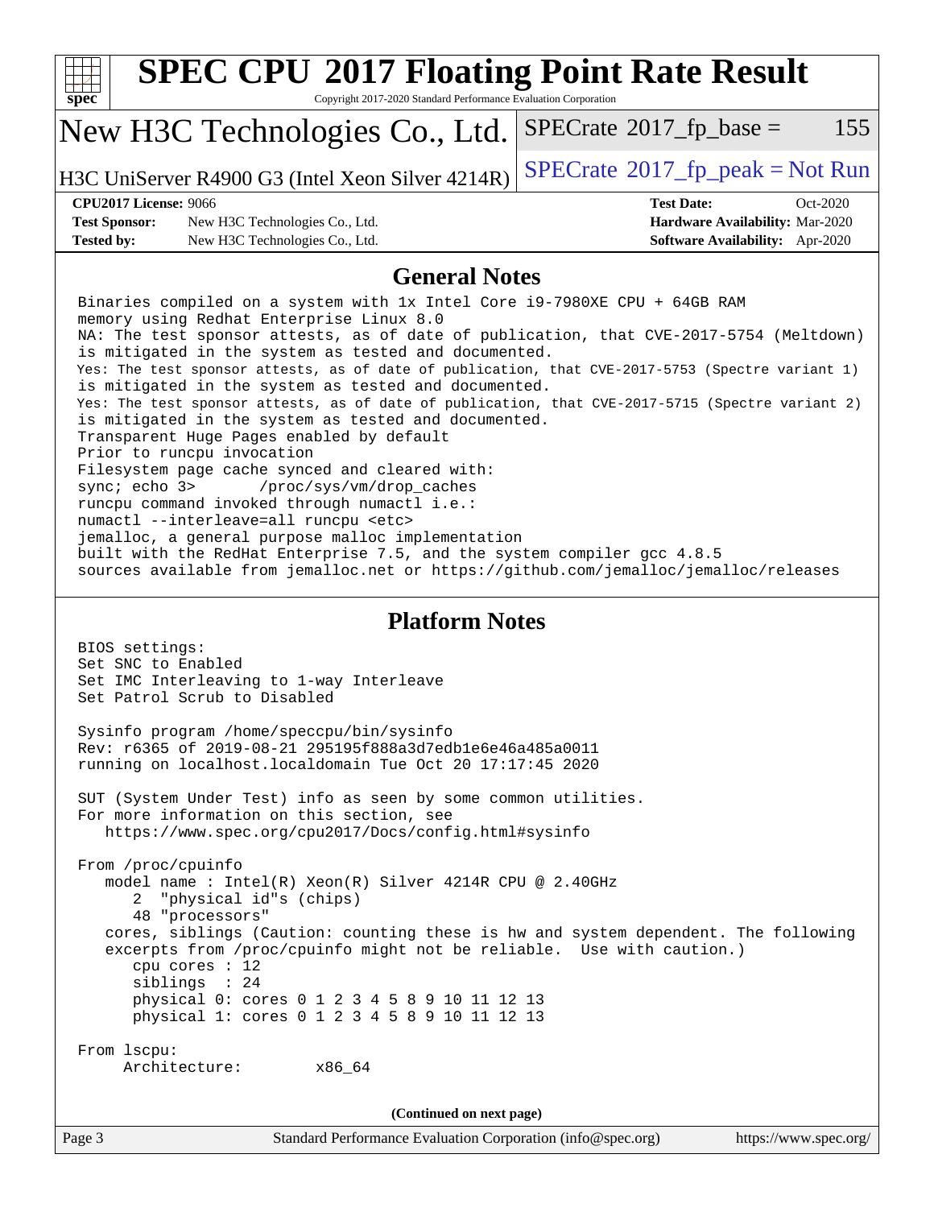# SPEC CPU 2017 Floating Point Rate Result

Copyright 2017-2020 Standard Performance Evaluation Corporation

## New H3C Technologies Co., Ltd.

H3C UniServer R4900 G3 (Intel Xeon Silver 4214R)

SPECrate 2017_fp_base = 155

SPECrate 2017_fp_peak = Not Run

**CPU2017 License:** 9066
**Test Sponsor:** New H3C Technologies Co., Ltd.
**Tested by:** New H3C Technologies Co., Ltd.

**Test Date:** Oct-2020
**Hardware Availability:** Mar-2020
**Software Availability:** Apr-2020

## General Notes

```
Binaries compiled on a system with 1x Intel Core i9-7980XE CPU + 64GB RAM
memory using Redhat Enterprise Linux 8.0
NA: The test sponsor attests, as of date of publication, that CVE-2017-5754 (Meltdown)
is mitigated in the system as tested and documented.
Yes: The test sponsor attests, as of date of publication, that CVE-2017-5753 (Spectre variant 1)
is mitigated in the system as tested and documented.
Yes: The test sponsor attests, as of date of publication, that CVE-2017-5715 (Spectre variant 2)
is mitigated in the system as tested and documented.
Transparent Huge Pages enabled by default
Prior to runcpu invocation
Filesystem page cache synced and cleared with:
sync; echo 3>       /proc/sys/vm/drop_caches
runcpu command invoked through numactl i.e.:
numactl --interleave=all runcpu <etc>
jemalloc, a general purpose malloc implementation
built with the RedHat Enterprise 7.5, and the system compiler gcc 4.8.5
sources available from jemalloc.net or https://github.com/jemalloc/jemalloc/releases
```

## Platform Notes

```
BIOS settings:
Set SNC to Enabled
Set IMC Interleaving to 1-way Interleave
Set Patrol Scrub to Disabled

Sysinfo program /home/speccpu/bin/sysinfo
Rev: r6365 of 2019-08-21 295195f888a3d7edb1e6e46a485a0011
running on localhost.localdomain Tue Oct 20 17:17:45 2020

SUT (System Under Test) info as seen by some common utilities.
For more information on this section, see
   https://www.spec.org/cpu2017/Docs/config.html#sysinfo

From /proc/cpuinfo
   model name : Intel(R) Xeon(R) Silver 4214R CPU @ 2.40GHz
      2  "physical id"s (chips)
      48 "processors"
   cores, siblings (Caution: counting these is hw and system dependent. The following
   excerpts from /proc/cpuinfo might not be reliable.  Use with caution.)
      cpu cores : 12
      siblings  : 24
      physical 0: cores 0 1 2 3 4 5 8 9 10 11 12 13
      physical 1: cores 0 1 2 3 4 5 8 9 10 11 12 13

From lscpu:
     Architecture:        x86_64
```

**(Continued on next page)**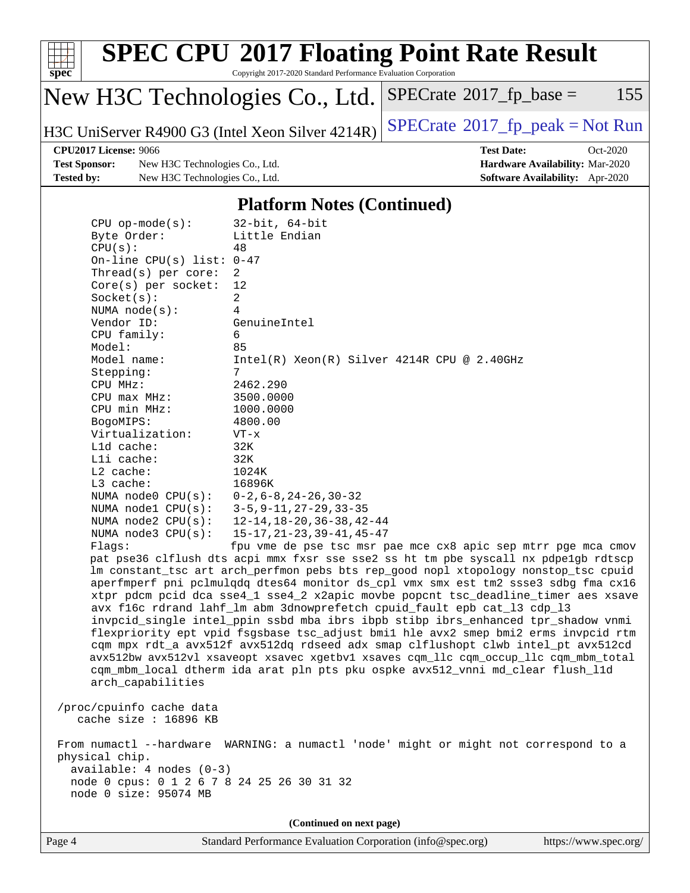# SPEC CPU 2017 Floating Point Rate Result

Copyright 2017-2020 Standard Performance Evaluation Corporation

## New H3C Technologies Co., Ltd.

H3C UniServer R4900 G3 (Intel Xeon Silver 4214R)

SPECrate 2017_fp_base = 155

SPECrate 2017_fp_peak = Not Run

| | | | |
|---|---|---|---|
| **CPU2017 License:** 9066 | | **Test Date:** | Oct-2020 |
| **Test Sponsor:** | New H3C Technologies Co., Ltd. | **Hardware Availability:** | Mar-2020 |
| **Tested by:** | New H3C Technologies Co., Ltd. | **Software Availability:** | Apr-2020 |

### Platform Notes (Continued)

```
    CPU op-mode(s):      32-bit, 64-bit
    Byte Order:          Little Endian
    CPU(s):              48
    On-line CPU(s) list: 0-47
    Thread(s) per core:  2
    Core(s) per socket:  12
    Socket(s):           2
    NUMA node(s):        4
    Vendor ID:           GenuineIntel
    CPU family:          6
    Model:               85
    Model name:          Intel(R) Xeon(R) Silver 4214R CPU @ 2.40GHz
    Stepping:            7
    CPU MHz:             2462.290
    CPU max MHz:         3500.0000
    CPU min MHz:         1000.0000
    BogoMIPS:            4800.00
    Virtualization:      VT-x
    L1d cache:           32K
    L1i cache:           32K
    L2 cache:            1024K
    L3 cache:            16896K
    NUMA node0 CPU(s):   0-2,6-8,24-26,30-32
    NUMA node1 CPU(s):   3-5,9-11,27-29,33-35
    NUMA node2 CPU(s):   12-14,18-20,36-38,42-44
    NUMA node3 CPU(s):   15-17,21-23,39-41,45-47
    Flags:               fpu vme de pse tsc msr pae mce cx8 apic sep mtrr pge mca cmov
    pat pse36 clflush dts acpi mmx fxsr sse sse2 ss ht tm pbe syscall nx pdpe1gb rdtscp
    lm constant_tsc art arch_perfmon pebs bts rep_good nopl xtopology nonstop_tsc cpuid
    aperfmperf pni pclmulqdq dtes64 monitor ds_cpl vmx smx est tm2 ssse3 sdbg fma cx16
    xtpr pdcm pcid dca sse4_1 sse4_2 x2apic movbe popcnt tsc_deadline_timer aes xsave
    avx f16c rdrand lahf_lm abm 3dnowprefetch cpuid_fault epb cat_l3 cdp_l3
    invpcid_single intel_ppin ssbd mba ibrs ibpb stibp ibrs_enhanced tpr_shadow vnmi
    flexpriority ept vpid fsgsbase tsc_adjust bmi1 hle avx2 smep bmi2 erms invpcid rtm
    cqm mpx rdt_a avx512f avx512dq rdseed adx smap clflushopt clwb intel_pt avx512cd
    avx512bw avx512vl xsaveopt xsavec xgetbv1 xsaves cqm_llc cqm_occup_llc cqm_mbm_total
    cqm_mbm_local dtherm ida arat pln pts pku ospke avx512_vnni md_clear flush_l1d
    arch_capabilities

 /proc/cpuinfo cache data
    cache size : 16896 KB

 From numactl --hardware  WARNING: a numactl 'node' might or might not correspond to a
 physical chip.
   available: 4 nodes (0-3)
   node 0 cpus: 0 1 2 6 7 8 24 25 26 30 31 32
   node 0 size: 95074 MB
```

(Continued on next page)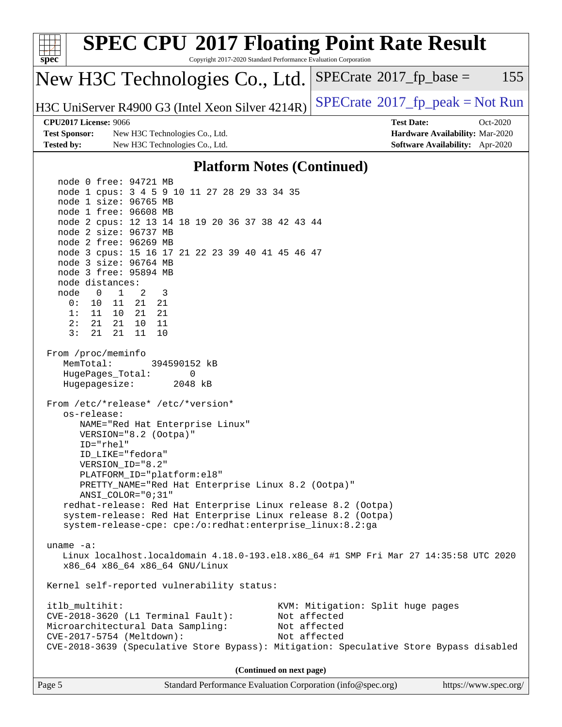## Platform Notes (Continued)

```
   node 0 free: 94721 MB
   node 1 cpus: 3 4 5 9 10 11 27 28 29 33 34 35
   node 1 size: 96765 MB
   node 1 free: 96608 MB
   node 2 cpus: 12 13 14 18 19 20 36 37 38 42 43 44
   node 2 size: 96737 MB
   node 2 free: 96269 MB
   node 3 cpus: 15 16 17 21 22 23 39 40 41 45 46 47
   node 3 size: 96764 MB
   node 3 free: 95894 MB
   node distances:
   node   0   1   2   3
     0:  10  11  21  21
     1:  11  10  21  21
     2:  21  21  10  11
     3:  21  21  11  10

 From /proc/meminfo
    MemTotal:       394590152 kB
    HugePages_Total:       0
    Hugepagesize:       2048 kB

 From /etc/*release* /etc/*version*
    os-release:
       NAME="Red Hat Enterprise Linux"
       VERSION="8.2 (Ootpa)"
       ID="rhel"
       ID_LIKE="fedora"
       VERSION_ID="8.2"
       PLATFORM_ID="platform:el8"
       PRETTY_NAME="Red Hat Enterprise Linux 8.2 (Ootpa)"
       ANSI_COLOR="0;31"
    redhat-release: Red Hat Enterprise Linux release 8.2 (Ootpa)
    system-release: Red Hat Enterprise Linux release 8.2 (Ootpa)
    system-release-cpe: cpe:/o:redhat:enterprise_linux:8.2:ga

 uname -a:
    Linux localhost.localdomain 4.18.0-193.el8.x86_64 #1 SMP Fri Mar 27 14:35:58 UTC 2020
    x86_64 x86_64 x86_64 GNU/Linux

 Kernel self-reported vulnerability status:

 itlb_multihit:                                KVM: Mitigation: Split huge pages
 CVE-2018-3620 (L1 Terminal Fault):            Not affected
 Microarchitectural Data Sampling:             Not affected
 CVE-2017-5754 (Meltdown):                     Not affected
 CVE-2018-3639 (Speculative Store Bypass): Mitigation: Speculative Store Bypass disabled
```

**(Continued on next page)**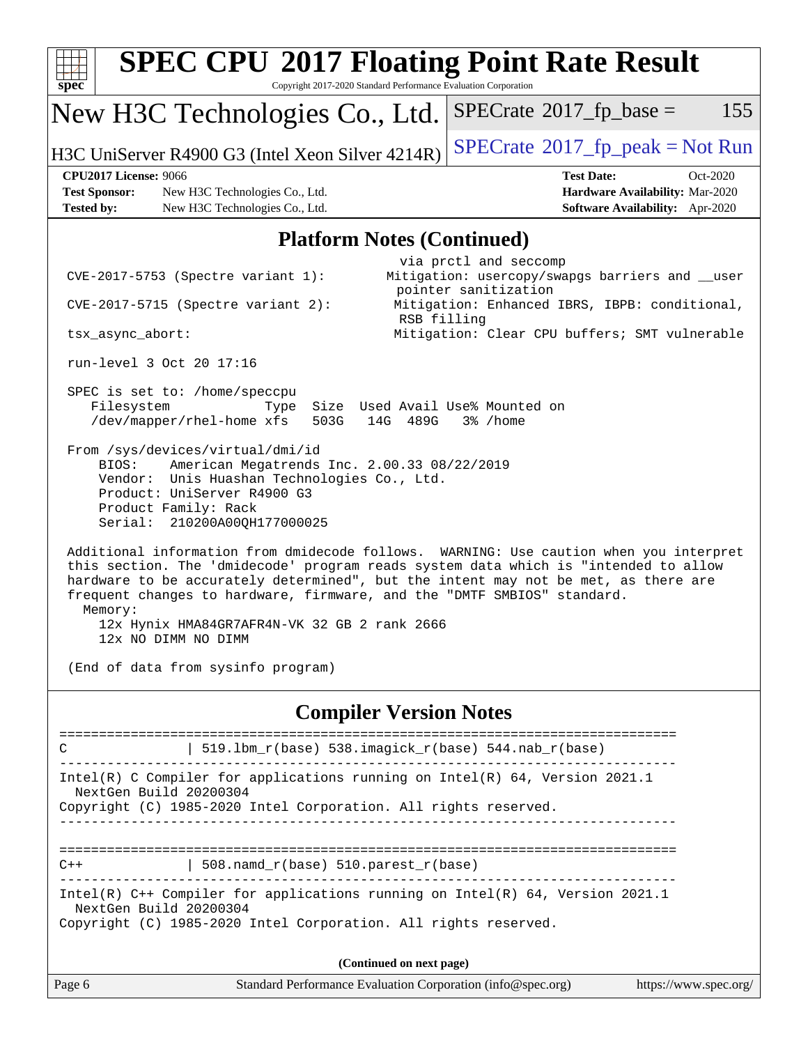# SPEC CPU 2017 Floating Point Rate Result

Copyright 2017-2020 Standard Performance Evaluation Corporation

## New H3C Technologies Co., Ltd.

H3C UniServer R4900 G3 (Intel Xeon Silver 4214R)

SPECrate 2017_fp_base = 155

SPECrate 2017_fp_peak = Not Run

**CPU2017 License:** 9066
**Test Sponsor:** New H3C Technologies Co., Ltd.
**Tested by:** New H3C Technologies Co., Ltd.

**Test Date:** Oct-2020
**Hardware Availability:** Mar-2020
**Software Availability:** Apr-2020

### Platform Notes (Continued)

```
                                          via prctl and seccomp
 CVE-2017-5753 (Spectre variant 1):       Mitigation: usercopy/swapgs barriers and __user
                                          pointer sanitization
 CVE-2017-5715 (Spectre variant 2):       Mitigation: Enhanced IBRS, IBPB: conditional,
                                          RSB filling
 tsx_async_abort:                         Mitigation: Clear CPU buffers; SMT vulnerable

 run-level 3 Oct 20 17:16

 SPEC is set to: /home/speccpu
    Filesystem              Type  Size  Used Avail Use% Mounted on
    /dev/mapper/rhel-home xfs   503G   14G  489G   3% /home

 From /sys/devices/virtual/dmi/id
     BIOS:    American Megatrends Inc. 2.00.33 08/22/2019
     Vendor:  Unis Huashan Technologies Co., Ltd.
     Product: UniServer R4900 G3
     Product Family: Rack
     Serial:  210200A00QH177000025

 Additional information from dmidecode follows.  WARNING: Use caution when you interpret
 this section. The 'dmidecode' program reads system data which is "intended to allow
 hardware to be accurately determined", but the intent may not be met, as there are
 frequent changes to hardware, firmware, and the "DMTF SMBIOS" standard.
   Memory:
     12x Hynix HMA84GR7AFR4N-VK 32 GB 2 rank 2666
     12x NO DIMM NO DIMM

 (End of data from sysinfo program)
```

### Compiler Version Notes

```
==============================================================================
C               | 519.lbm_r(base) 538.imagick_r(base) 544.nab_r(base)
------------------------------------------------------------------------------
Intel(R) C Compiler for applications running on Intel(R) 64, Version 2021.1
  NextGen Build 20200304
Copyright (C) 1985-2020 Intel Corporation. All rights reserved.
------------------------------------------------------------------------------

==============================================================================
C++             | 508.namd_r(base) 510.parest_r(base)
------------------------------------------------------------------------------
Intel(R) C++ Compiler for applications running on Intel(R) 64, Version 2021.1
  NextGen Build 20200304
Copyright (C) 1985-2020 Intel Corporation. All rights reserved.
```

**(Continued on next page)**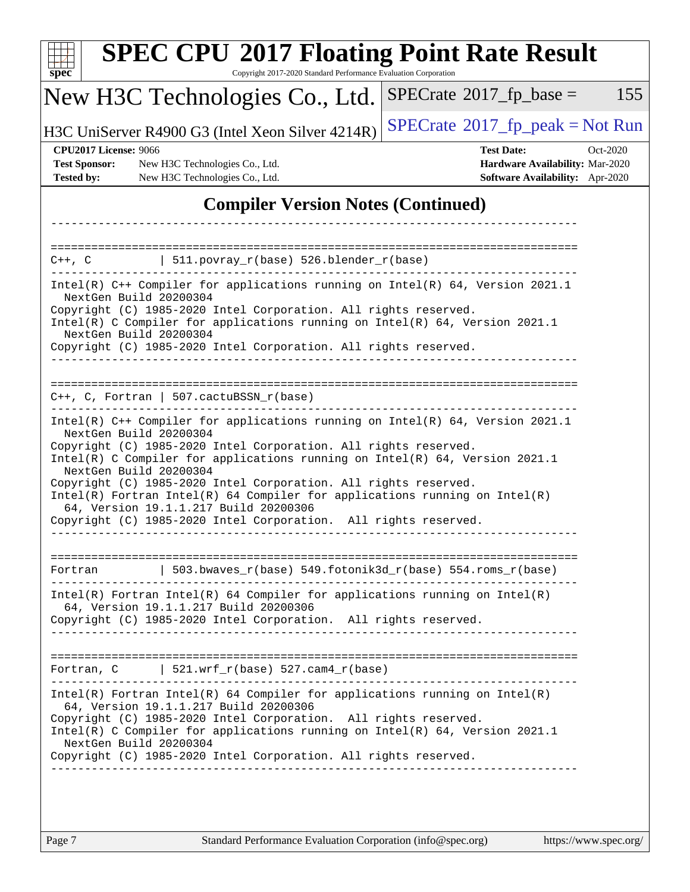# SPEC CPU 2017 Floating Point Rate Result

Copyright 2017-2020 Standard Performance Evaluation Corporation

## New H3C Technologies Co., Ltd.

H3C UniServer R4900 G3 (Intel Xeon Silver 4214R)

SPECrate 2017_fp_base = 155

SPECrate 2017_fp_peak = Not Run

**CPU2017 License:** 9066
**Test Sponsor:** New H3C Technologies Co., Ltd.
**Tested by:** New H3C Technologies Co., Ltd.

**Test Date:** Oct-2020
**Hardware Availability:** Mar-2020
**Software Availability:** Apr-2020

## Compiler Version Notes (Continued)

```
------------------------------------------------------------------------------

==============================================================================
C++, C          | 511.povray_r(base) 526.blender_r(base)
------------------------------------------------------------------------------
Intel(R) C++ Compiler for applications running on Intel(R) 64, Version 2021.1
  NextGen Build 20200304
Copyright (C) 1985-2020 Intel Corporation. All rights reserved.
Intel(R) C Compiler for applications running on Intel(R) 64, Version 2021.1
  NextGen Build 20200304
Copyright (C) 1985-2020 Intel Corporation. All rights reserved.
------------------------------------------------------------------------------

==============================================================================
C++, C, Fortran | 507.cactuBSSN_r(base)
------------------------------------------------------------------------------
Intel(R) C++ Compiler for applications running on Intel(R) 64, Version 2021.1
  NextGen Build 20200304
Copyright (C) 1985-2020 Intel Corporation. All rights reserved.
Intel(R) C Compiler for applications running on Intel(R) 64, Version 2021.1
  NextGen Build 20200304
Copyright (C) 1985-2020 Intel Corporation. All rights reserved.
Intel(R) Fortran Intel(R) 64 Compiler for applications running on Intel(R)
  64, Version 19.1.1.217 Build 20200306
Copyright (C) 1985-2020 Intel Corporation.  All rights reserved.
------------------------------------------------------------------------------

==============================================================================
Fortran         | 503.bwaves_r(base) 549.fotonik3d_r(base) 554.roms_r(base)
------------------------------------------------------------------------------
Intel(R) Fortran Intel(R) 64 Compiler for applications running on Intel(R)
  64, Version 19.1.1.217 Build 20200306
Copyright (C) 1985-2020 Intel Corporation.  All rights reserved.
------------------------------------------------------------------------------

==============================================================================
Fortran, C      | 521.wrf_r(base) 527.cam4_r(base)
------------------------------------------------------------------------------
Intel(R) Fortran Intel(R) 64 Compiler for applications running on Intel(R)
  64, Version 19.1.1.217 Build 20200306
Copyright (C) 1985-2020 Intel Corporation.  All rights reserved.
Intel(R) C Compiler for applications running on Intel(R) 64, Version 2021.1
  NextGen Build 20200304
Copyright (C) 1985-2020 Intel Corporation. All rights reserved.
------------------------------------------------------------------------------
```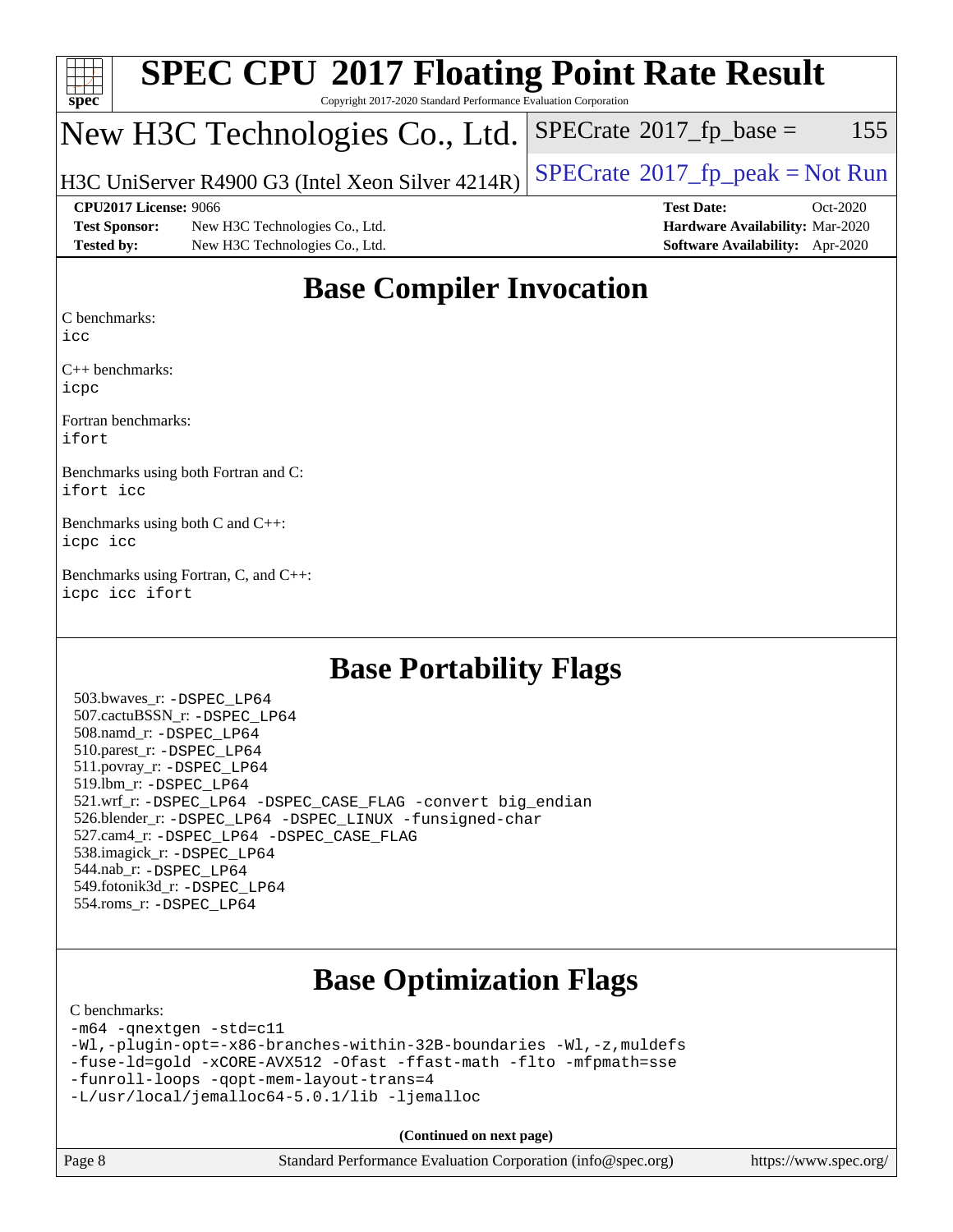# SPEC CPU 2017 Floating Point Rate Result

Copyright 2017-2020 Standard Performance Evaluation Corporation

## New H3C Technologies Co., Ltd.

H3C UniServer R4900 G3 (Intel Xeon Silver 4214R)

SPECrate 2017_fp_base = 155

SPECrate 2017_fp_peak = Not Run

**CPU2017 License:** 9066
**Test Sponsor:** New H3C Technologies Co., Ltd.
**Tested by:** New H3C Technologies Co., Ltd.

**Test Date:** Oct-2020
**Hardware Availability:** Mar-2020
**Software Availability:** Apr-2020

## Base Compiler Invocation

C benchmarks:
`icc`

C++ benchmarks:
`icpc`

Fortran benchmarks:
`ifort`

Benchmarks using both Fortran and C:
`ifort icc`

Benchmarks using both C and C++:
`icpc icc`

Benchmarks using Fortran, C, and C++:
`icpc icc ifort`

## Base Portability Flags

503.bwaves_r: `-DSPEC_LP64`
507.cactuBSSN_r: `-DSPEC_LP64`
508.namd_r: `-DSPEC_LP64`
510.parest_r: `-DSPEC_LP64`
511.povray_r: `-DSPEC_LP64`
519.lbm_r: `-DSPEC_LP64`
521.wrf_r: `-DSPEC_LP64 -DSPEC_CASE_FLAG -convert big_endian`
526.blender_r: `-DSPEC_LP64 -DSPEC_LINUX -funsigned-char`
527.cam4_r: `-DSPEC_LP64 -DSPEC_CASE_FLAG`
538.imagick_r: `-DSPEC_LP64`
544.nab_r: `-DSPEC_LP64`
549.fotonik3d_r: `-DSPEC_LP64`
554.roms_r: `-DSPEC_LP64`

## Base Optimization Flags

C benchmarks:

```
-m64 -qnextgen -std=c11
-Wl,-plugin-opt=-x86-branches-within-32B-boundaries -Wl,-z,muldefs
-fuse-ld=gold -xCORE-AVX512 -Ofast -ffast-math -flto -mfpmath=sse
-funroll-loops -qopt-mem-layout-trans=4
-L/usr/local/jemalloc64-5.0.1/lib -ljemalloc
```

**(Continued on next page)**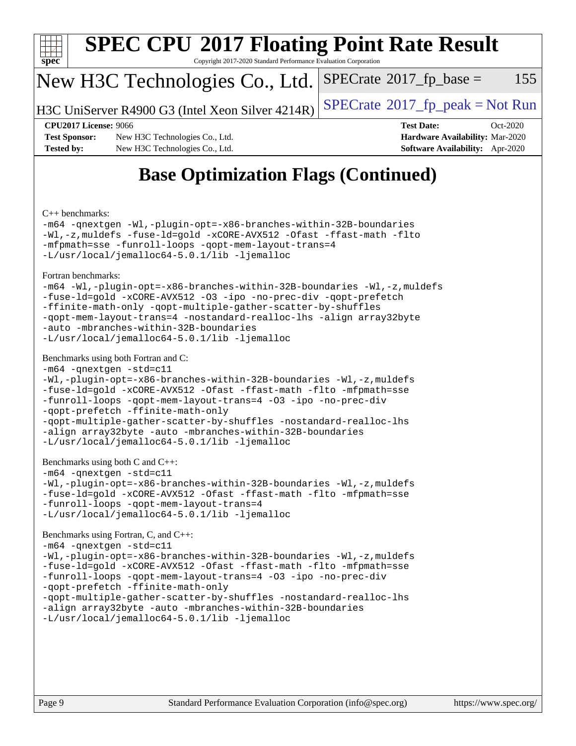# Base Optimization Flags (Continued)

C++ benchmarks:

```
-m64 -qnextgen -Wl,-plugin-opt=-x86-branches-within-32B-boundaries
-Wl,-z,muldefs -fuse-ld=gold -xCORE-AVX512 -Ofast -ffast-math -flto
-mfpmath=sse -funroll-loops -qopt-mem-layout-trans=4
-L/usr/local/jemalloc64-5.0.1/lib -ljemalloc
```

Fortran benchmarks:

```
-m64 -Wl,-plugin-opt=-x86-branches-within-32B-boundaries -Wl,-z,muldefs
-fuse-ld=gold -xCORE-AVX512 -O3 -ipo -no-prec-div -qopt-prefetch
-ffinite-math-only -qopt-multiple-gather-scatter-by-shuffles
-qopt-mem-layout-trans=4 -nostandard-realloc-lhs -align array32byte
-auto -mbranches-within-32B-boundaries
-L/usr/local/jemalloc64-5.0.1/lib -ljemalloc
```

Benchmarks using both Fortran and C:

```
-m64 -qnextgen -std=c11
-Wl,-plugin-opt=-x86-branches-within-32B-boundaries -Wl,-z,muldefs
-fuse-ld=gold -xCORE-AVX512 -Ofast -ffast-math -flto -mfpmath=sse
-funroll-loops -qopt-mem-layout-trans=4 -O3 -ipo -no-prec-div
-qopt-prefetch -ffinite-math-only
-qopt-multiple-gather-scatter-by-shuffles -nostandard-realloc-lhs
-align array32byte -auto -mbranches-within-32B-boundaries
-L/usr/local/jemalloc64-5.0.1/lib -ljemalloc
```

Benchmarks using both C and C++:

```
-m64 -qnextgen -std=c11
-Wl,-plugin-opt=-x86-branches-within-32B-boundaries -Wl,-z,muldefs
-fuse-ld=gold -xCORE-AVX512 -Ofast -ffast-math -flto -mfpmath=sse
-funroll-loops -qopt-mem-layout-trans=4
-L/usr/local/jemalloc64-5.0.1/lib -ljemalloc
```

Benchmarks using Fortran, C, and C++:

```
-m64 -qnextgen -std=c11
-Wl,-plugin-opt=-x86-branches-within-32B-boundaries -Wl,-z,muldefs
-fuse-ld=gold -xCORE-AVX512 -Ofast -ffast-math -flto -mfpmath=sse
-funroll-loops -qopt-mem-layout-trans=4 -O3 -ipo -no-prec-div
-qopt-prefetch -ffinite-math-only
-qopt-multiple-gather-scatter-by-shuffles -nostandard-realloc-lhs
-align array32byte -auto -mbranches-within-32B-boundaries
-L/usr/local/jemalloc64-5.0.1/lib -ljemalloc
```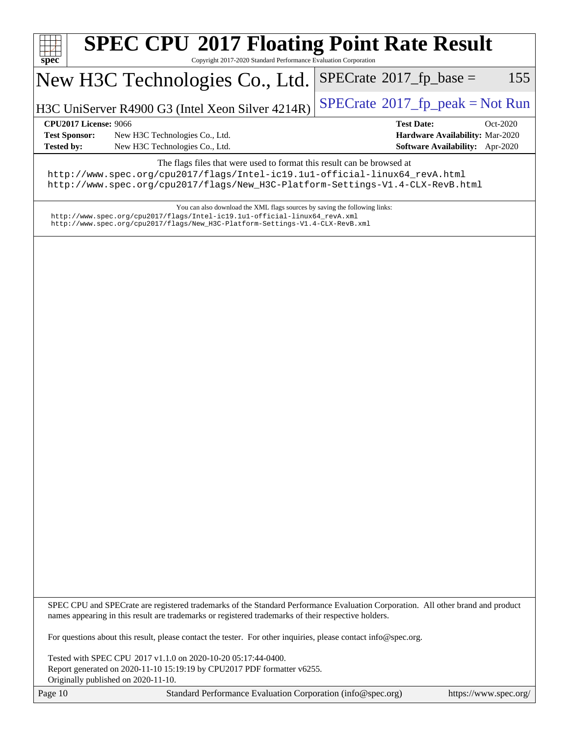The flags files that were used to format this result can be browsed at

http://www.spec.org/cpu2017/flags/Intel-ic19.1u1-official-linux64_revA.html
http://www.spec.org/cpu2017/flags/New_H3C-Platform-Settings-V1.4-CLX-RevB.html

You can also download the XML flags sources by saving the following links:

http://www.spec.org/cpu2017/flags/Intel-ic19.1u1-official-linux64_revA.xml
http://www.spec.org/cpu2017/flags/New_H3C-Platform-Settings-V1.4-CLX-RevB.xml

SPEC CPU and SPECrate are registered trademarks of the Standard Performance Evaluation Corporation. All other brand and product names appearing in this result are trademarks or registered trademarks of their respective holders.

For questions about this result, please contact the tester. For other inquiries, please contact info@spec.org.

Tested with SPEC CPU 2017 v1.1.0 on 2020-10-20 05:17:44-0400.
Report generated on 2020-11-10 15:19:19 by CPU2017 PDF formatter v6255.
Originally published on 2020-11-10.